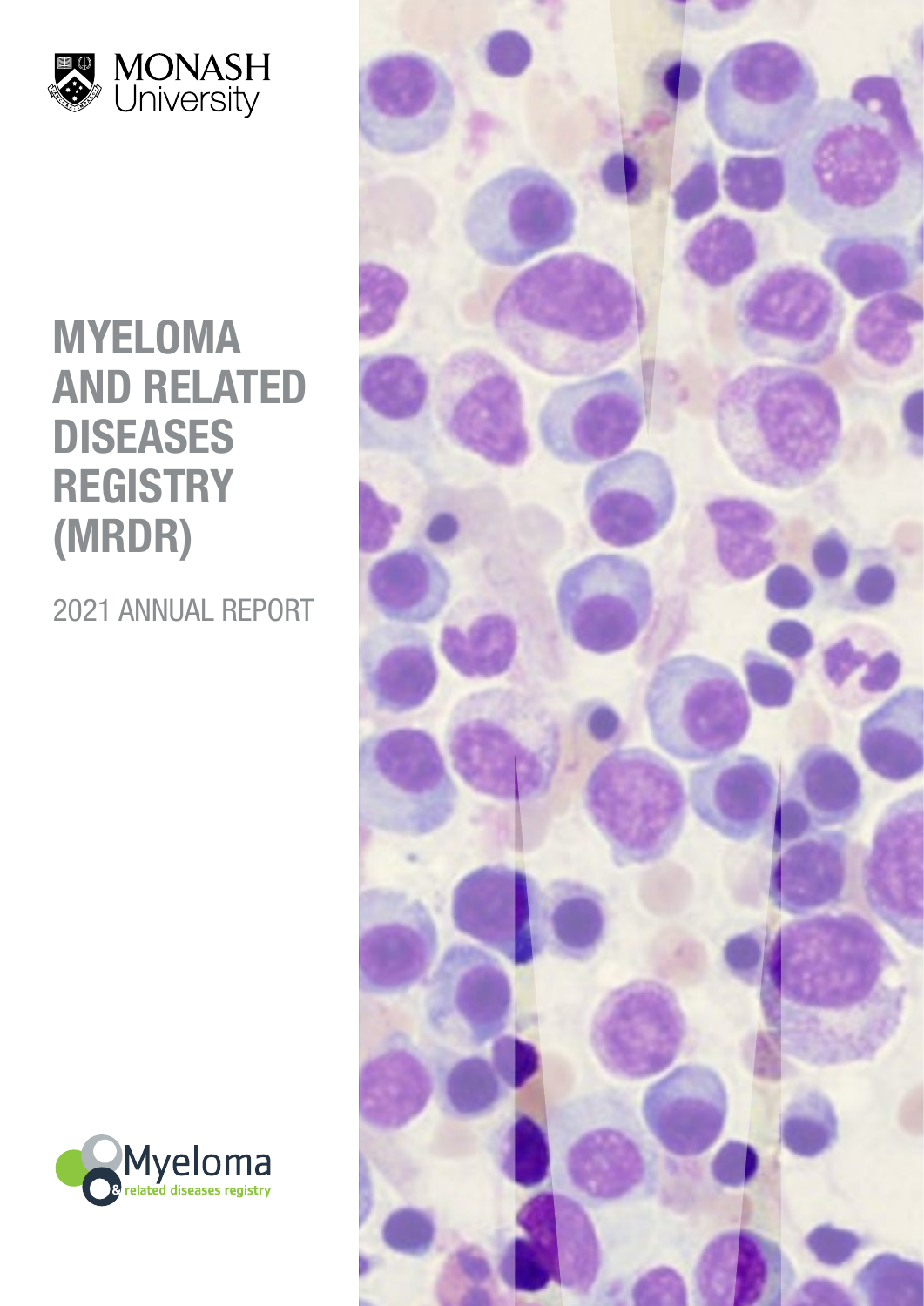MONASH University

# MYELOMA AND RELATED DISEASES REGISTRY (MRDR)

2021 ANNUAL REPORT

Myeloma & related diseases registry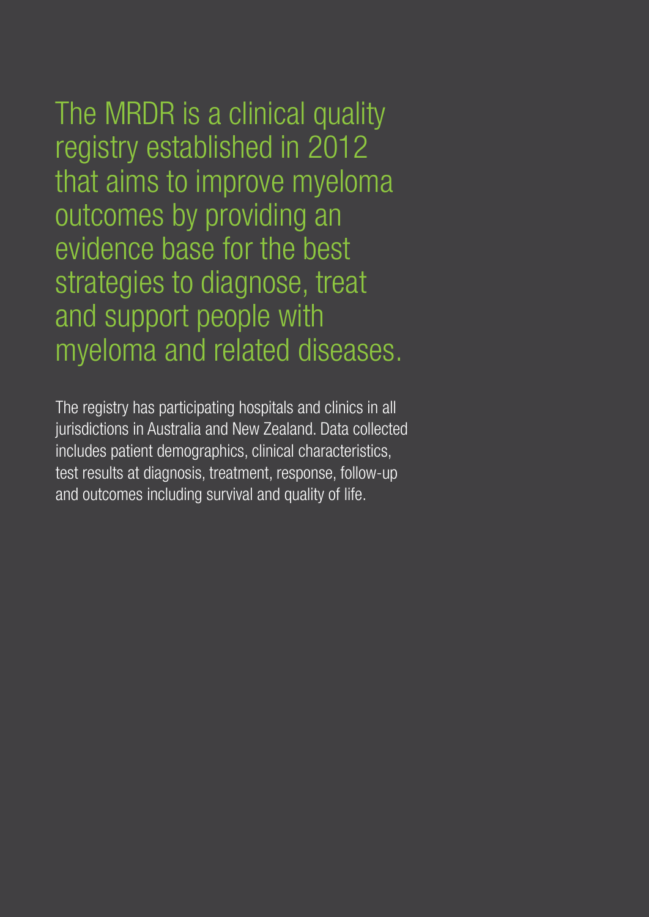The MRDR is a clinical quality registry established in 2012 that aims to improve myeloma outcomes by providing an evidence base for the best strategies to diagnose, treat and support people with myeloma and related diseases.

The registry has participating hospitals and clinics in all jurisdictions in Australia and New Zealand. Data collected includes patient demographics, clinical characteristics, test results at diagnosis, treatment, response, follow-up and outcomes including survival and quality of life.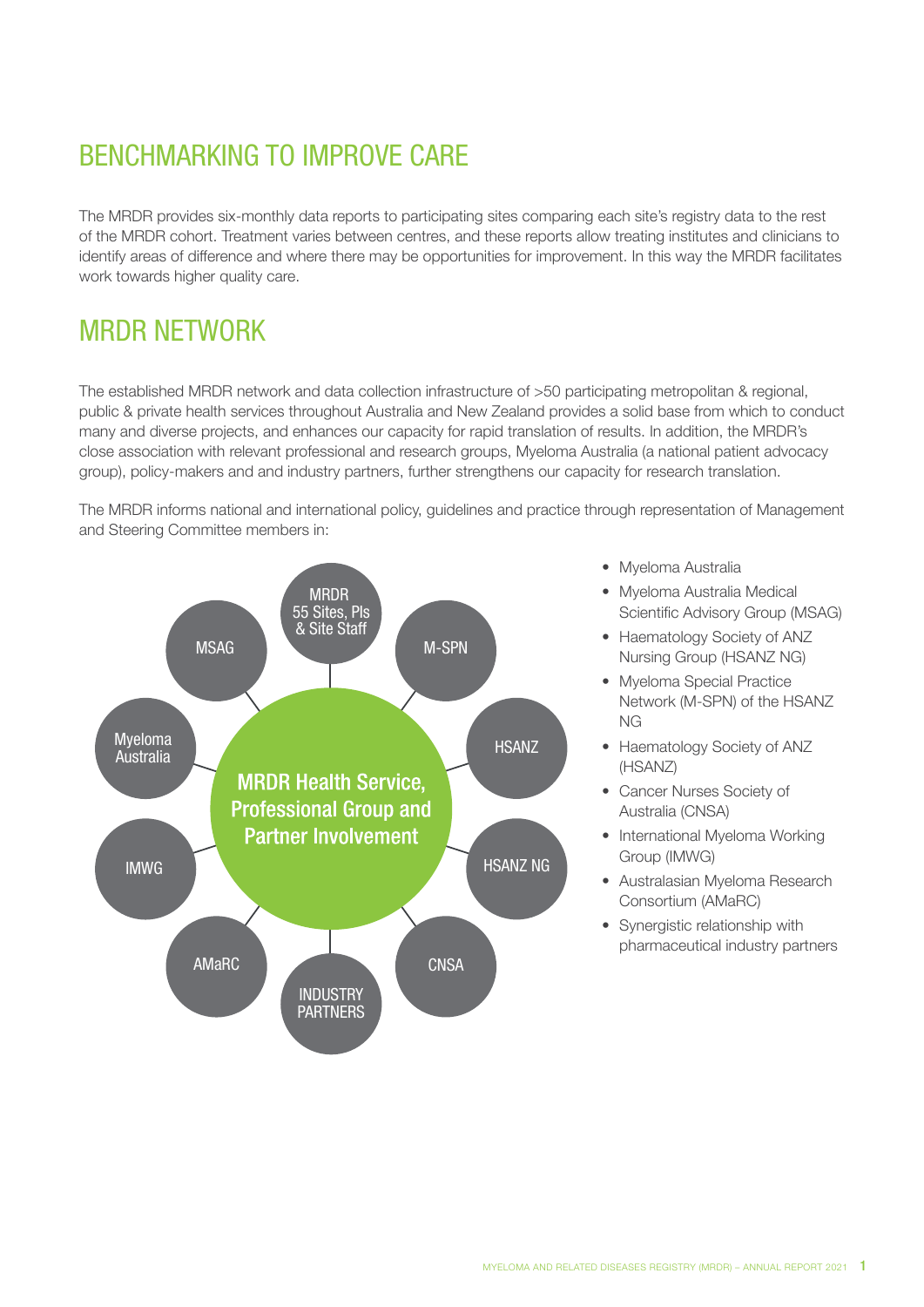## BENCHMARKING TO IMPROVE CARE

The MRDR provides six-monthly data reports to participating sites comparing each site's registry data to the rest of the MRDR cohort. Treatment varies between centres, and these reports allow treating institutes and clinicians to identify areas of difference and where there may be opportunities for improvement. In this way the MRDR facilitates work towards higher quality care.

## MRDR NETWORK

The established MRDR network and data collection infrastructure of >50 participating metropolitan & regional, public & private health services throughout Australia and New Zealand provides a solid base from which to conduct many and diverse projects, and enhances our capacity for rapid translation of results. In addition, the MRDR's close association with relevant professional and research groups, Myeloma Australia (a national patient advocacy group), policy-makers and and industry partners, further strengthens our capacity for research translation.

The MRDR informs national and international policy, guidelines and practice through representation of Management and Steering Committee members in:

MRDR Health Service, Professional Group and Partner Involvement

MRDR 55 Sites, PIs & Site Staff

M-SPN

HSANZ

HSANZ NG

CNSA

INDUSTRY PARTNERS

AMaRC

IMWG

Myeloma Australia

MSAG

- Myeloma Australia
- Myeloma Australia Medical Scientific Advisory Group (MSAG)
- Haematology Society of ANZ Nursing Group (HSANZ NG)
- Myeloma Special Practice Network (M-SPN) of the HSANZ NG
- Haematology Society of ANZ (HSANZ)
- Cancer Nurses Society of Australia (CNSA)
- International Myeloma Working Group (IMWG)
- Australasian Myeloma Research Consortium (AMaRC)
- Synergistic relationship with pharmaceutical industry partners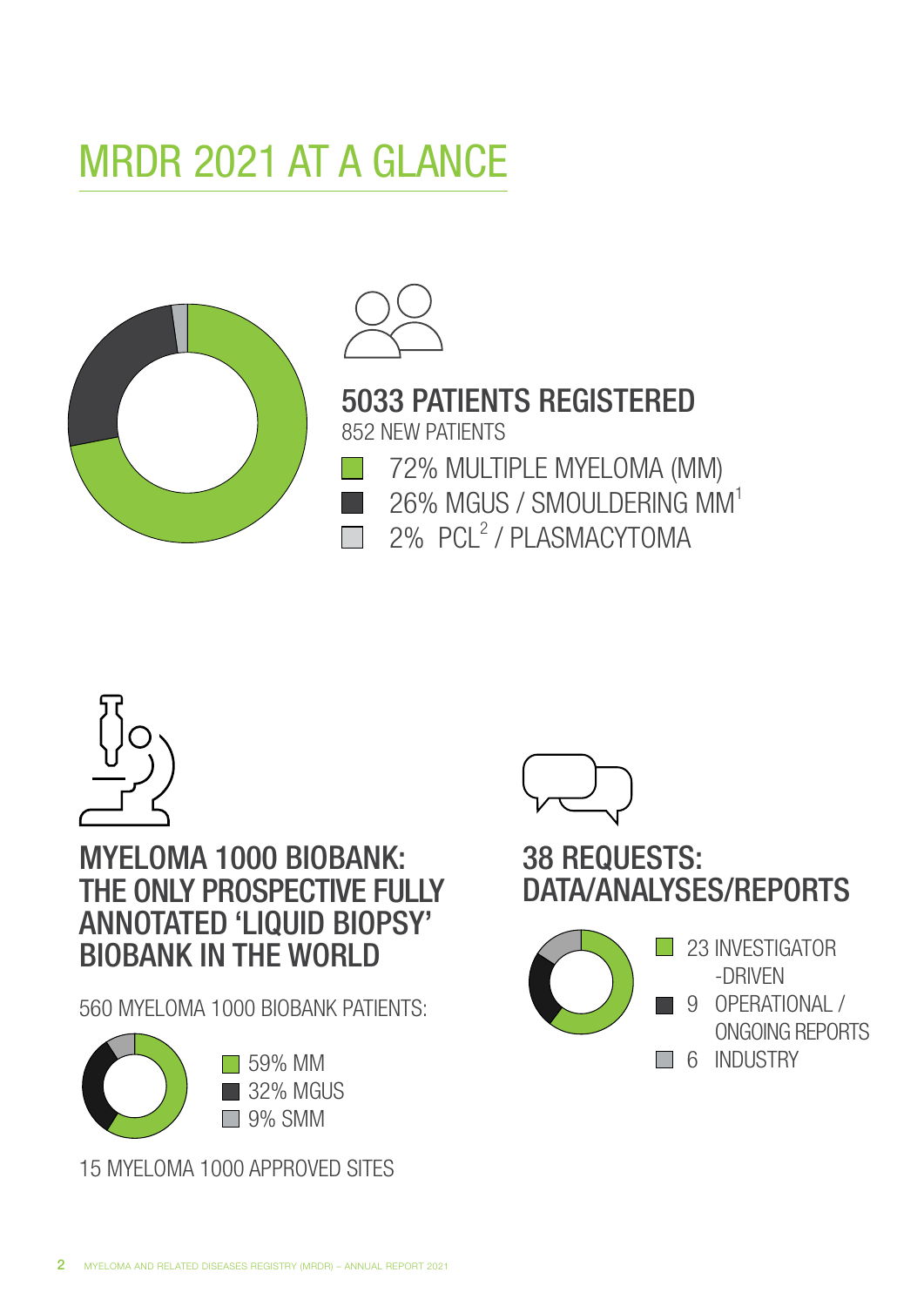# MRDR 2021 AT A GLANCE

## 5033 PATIENTS REGISTERED

852 NEW PATIENTS

- 72% MULTIPLE MYELOMA (MM)
- 26% MGUS / SMOULDERING MM[1]
- 2% PCL[2] / PLASMACYTOMA

## MYELOMA 1000 BIOBANK: THE ONLY PROSPECTIVE FULLY ANNOTATED 'LIQUID BIOPSY' BIOBANK IN THE WORLD

560 MYELOMA 1000 BIOBANK PATIENTS:

- 59% MM
- 32% MGUS
- 9% SMM

15 MYELOMA 1000 APPROVED SITES

## 38 REQUESTS: DATA/ANALYSES/REPORTS

- 23 INVESTIGATOR-DRIVEN
- 9 OPERATIONAL / ONGOING REPORTS
- 6 INDUSTRY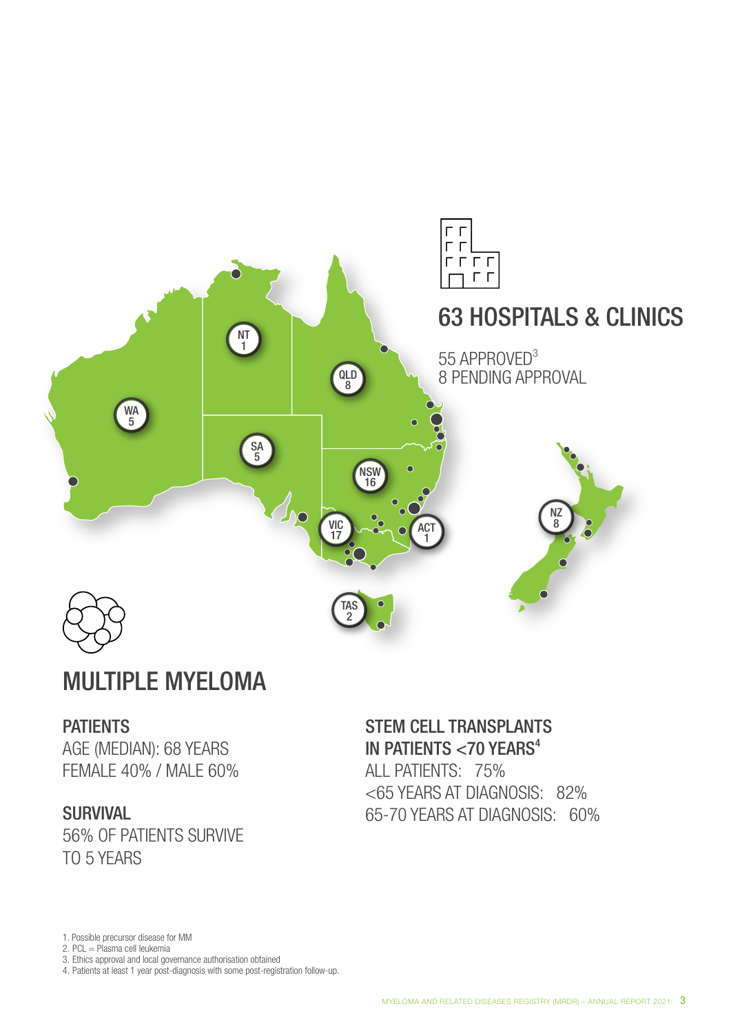WA
5

NT
1

SA
5

QLD
8

NSW
16

VIC
17

ACT
1

TAS
2

NZ
8

## 63 HOSPITALS & CLINICS

55 APPROVED[3]
8 PENDING APPROVAL

## MULTIPLE MYELOMA

### PATIENTS

AGE (MEDIAN): 68 YEARS
FEMALE 40% / MALE 60%

### SURVIVAL

56% OF PATIENTS SURVIVE TO 5 YEARS

### STEM CELL TRANSPLANTS IN PATIENTS <70 YEARS[4]

ALL PATIENTS: 75%
<65 YEARS AT DIAGNOSIS: 82%
65-70 YEARS AT DIAGNOSIS: 60%

1. Possible precursor disease for MM
2. PCL = Plasma cell leukemia
3. Ethics approval and local governance authorisation obtained
4. Patients at least 1 year post-diagnosis with some post-registration follow-up.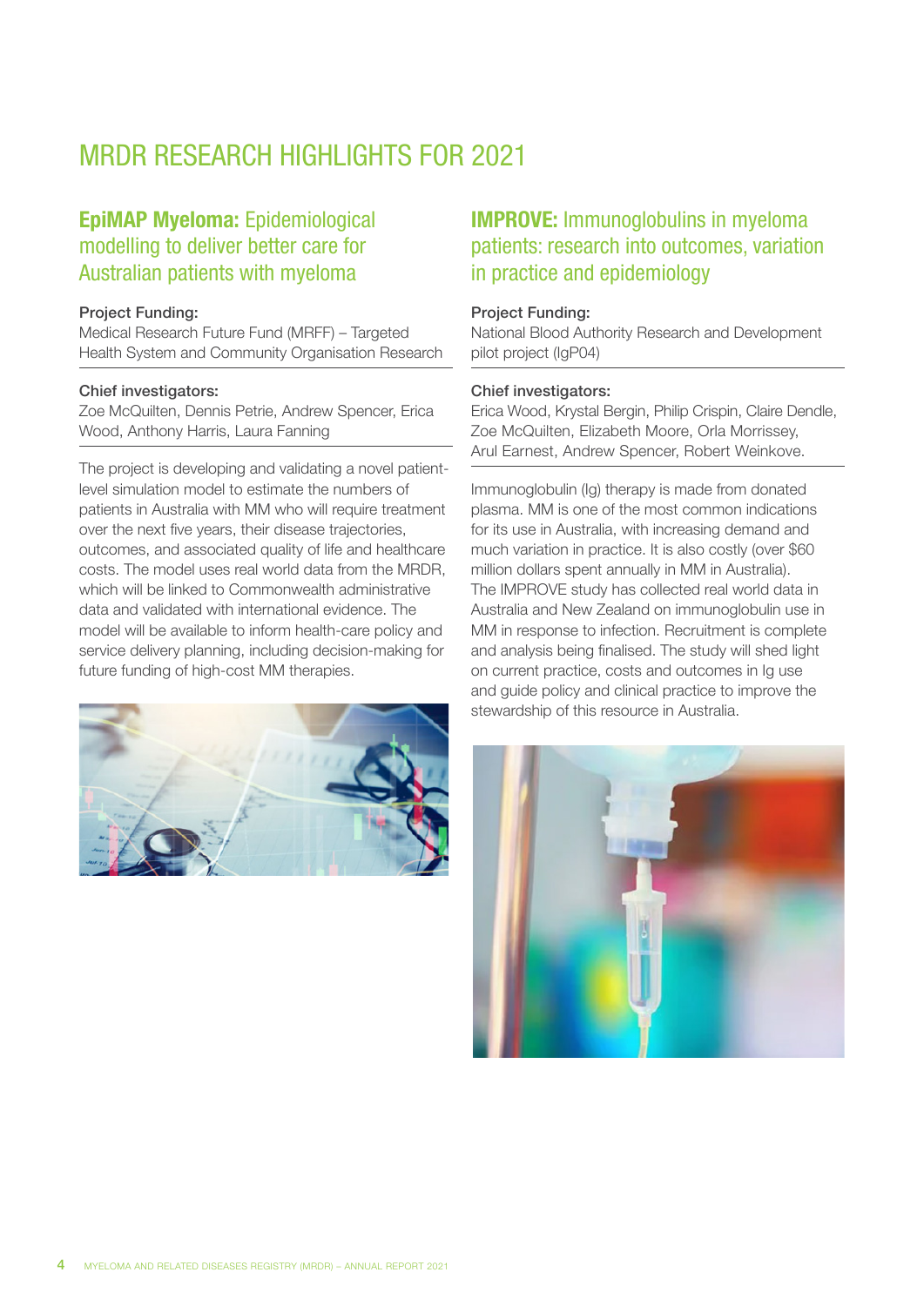# MRDR RESEARCH HIGHLIGHTS FOR 2021

## **EpiMAP Myeloma:** Epidemiological modelling to deliver better care for Australian patients with myeloma

**Project Funding:**
Medical Research Future Fund (MRFF) – Targeted Health System and Community Organisation Research

**Chief investigators:**
Zoe McQuilten, Dennis Petrie, Andrew Spencer, Erica Wood, Anthony Harris, Laura Fanning

The project is developing and validating a novel patient-level simulation model to estimate the numbers of patients in Australia with MM who will require treatment over the next five years, their disease trajectories, outcomes, and associated quality of life and healthcare costs. The model uses real world data from the MRDR, which will be linked to Commonwealth administrative data and validated with international evidence. The model will be available to inform health-care policy and service delivery planning, including decision-making for future funding of high-cost MM therapies.

## **IMPROVE:** Immunoglobulins in myeloma patients: research into outcomes, variation in practice and epidemiology

**Project Funding:**
National Blood Authority Research and Development pilot project (IgP04)

**Chief investigators:**
Erica Wood, Krystal Bergin, Philip Crispin, Claire Dendle, Zoe McQuilten, Elizabeth Moore, Orla Morrissey, Arul Earnest, Andrew Spencer, Robert Weinkove.

Immunoglobulin (Ig) therapy is made from donated plasma. MM is one of the most common indications for its use in Australia, with increasing demand and much variation in practice. It is also costly (over $60 million dollars spent annually in MM in Australia). The IMPROVE study has collected real world data in Australia and New Zealand on immunoglobulin use in MM in response to infection. Recruitment is complete and analysis being finalised. The study will shed light on current practice, costs and outcomes in Ig use and guide policy and clinical practice to improve the stewardship of this resource in Australia.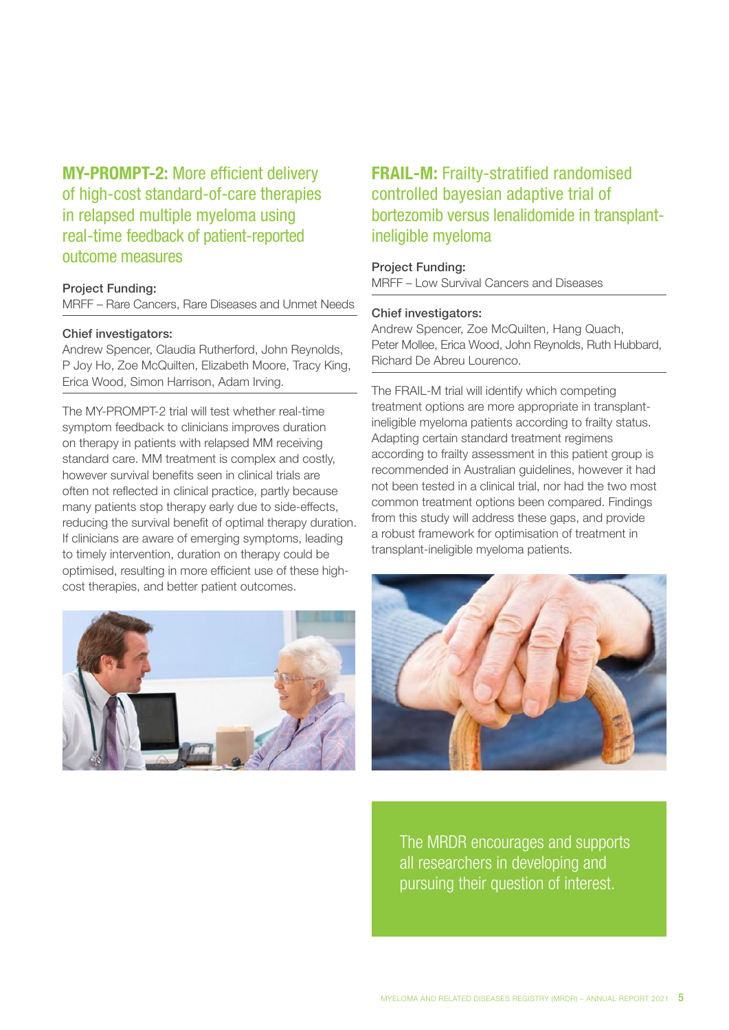## **MY-PROMPT-2:** More efficient delivery of high-cost standard-of-care therapies in relapsed multiple myeloma using real-time feedback of patient-reported outcome measures

**Project Funding:**
MRFF – Rare Cancers, Rare Diseases and Unmet Needs

**Chief investigators:**
Andrew Spencer, Claudia Rutherford, John Reynolds, P Joy Ho, Zoe McQuilten, Elizabeth Moore, Tracy King, Erica Wood, Simon Harrison, Adam Irving.

The MY-PROMPT-2 trial will test whether real-time symptom feedback to clinicians improves duration on therapy in patients with relapsed MM receiving standard care. MM treatment is complex and costly, however survival benefits seen in clinical trials are often not reflected in clinical practice, partly because many patients stop therapy early due to side-effects, reducing the survival benefit of optimal therapy duration. If clinicians are aware of emerging symptoms, leading to timely intervention, duration on therapy could be optimised, resulting in more efficient use of these high-cost therapies, and better patient outcomes.

## **FRAIL-M:** Frailty-stratified randomised controlled bayesian adaptive trial of bortezomib versus lenalidomide in transplant-ineligible myeloma

**Project Funding:**
MRFF – Low Survival Cancers and Diseases

**Chief investigators:**
Andrew Spencer, Zoe McQuilten, Hang Quach, Peter Mollee, Erica Wood, John Reynolds, Ruth Hubbard, Richard De Abreu Lourenco.

The FRAIL-M trial will identify which competing treatment options are more appropriate in transplant-ineligible myeloma patients according to frailty status. Adapting certain standard treatment regimens according to frailty assessment in this patient group is recommended in Australian guidelines, however it had not been tested in a clinical trial, nor had the two most common treatment options been compared. Findings from this study will address these gaps, and provide a robust framework for optimisation of treatment in transplant-ineligible myeloma patients.

The MRDR encourages and supports all researchers in developing and pursuing their question of interest.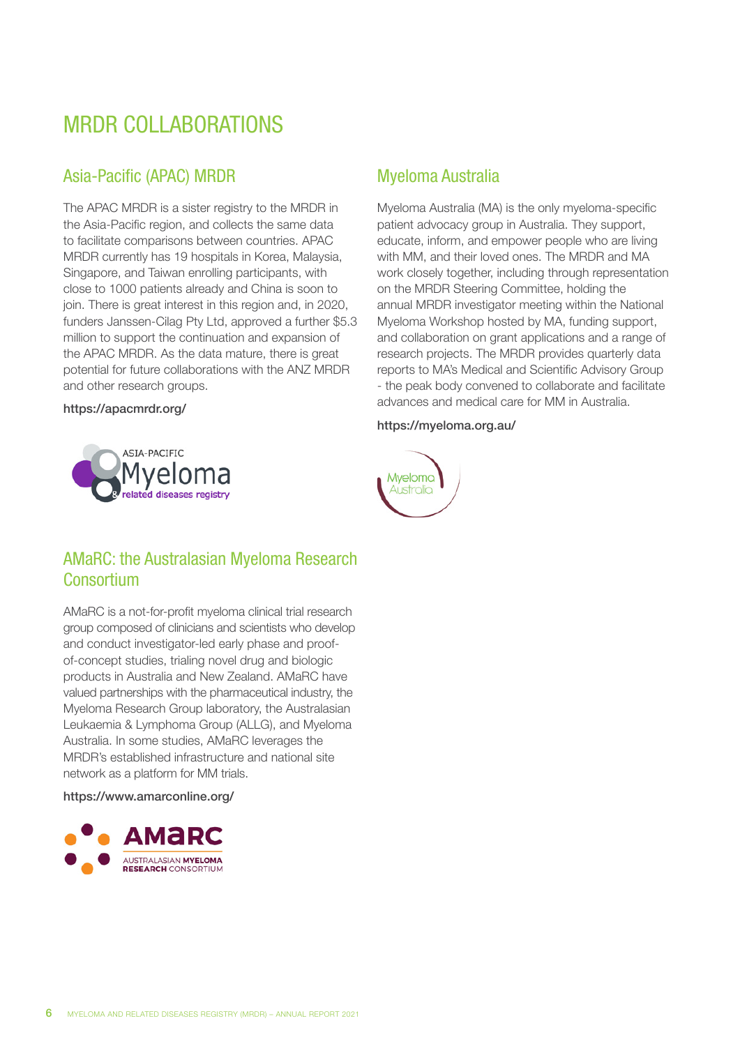# MRDR COLLABORATIONS

## Asia-Pacific (APAC) MRDR

The APAC MRDR is a sister registry to the MRDR in the Asia-Pacific region, and collects the same data to facilitate comparisons between countries. APAC MRDR currently has 19 hospitals in Korea, Malaysia, Singapore, and Taiwan enrolling participants, with close to 1000 patients already and China is soon to join. There is great interest in this region and, in 2020, funders Janssen-Cilag Pty Ltd, approved a further $5.3 million to support the continuation and expansion of the APAC MRDR. As the data mature, there is great potential for future collaborations with the ANZ MRDR and other research groups.

**https://apacmrdr.org/**

## AMaRC: the Australasian Myeloma Research Consortium

AMaRC is a not-for-profit myeloma clinical trial research group composed of clinicians and scientists who develop and conduct investigator-led early phase and proof-of-concept studies, trialing novel drug and biologic products in Australia and New Zealand. AMaRC have valued partnerships with the pharmaceutical industry, the Myeloma Research Group laboratory, the Australasian Leukaemia & Lymphoma Group (ALLG), and Myeloma Australia. In some studies, AMaRC leverages the MRDR's established infrastructure and national site network as a platform for MM trials.

**https://www.amarconline.org/**

## Myeloma Australia

Myeloma Australia (MA) is the only myeloma-specific patient advocacy group in Australia. They support, educate, inform, and empower people who are living with MM, and their loved ones. The MRDR and MA work closely together, including through representation on the MRDR Steering Committee, holding the annual MRDR investigator meeting within the National Myeloma Workshop hosted by MA, funding support, and collaboration on grant applications and a range of research projects. The MRDR provides quarterly data reports to MA's Medical and Scientific Advisory Group - the peak body convened to collaborate and facilitate advances and medical care for MM in Australia.

**https://myeloma.org.au/**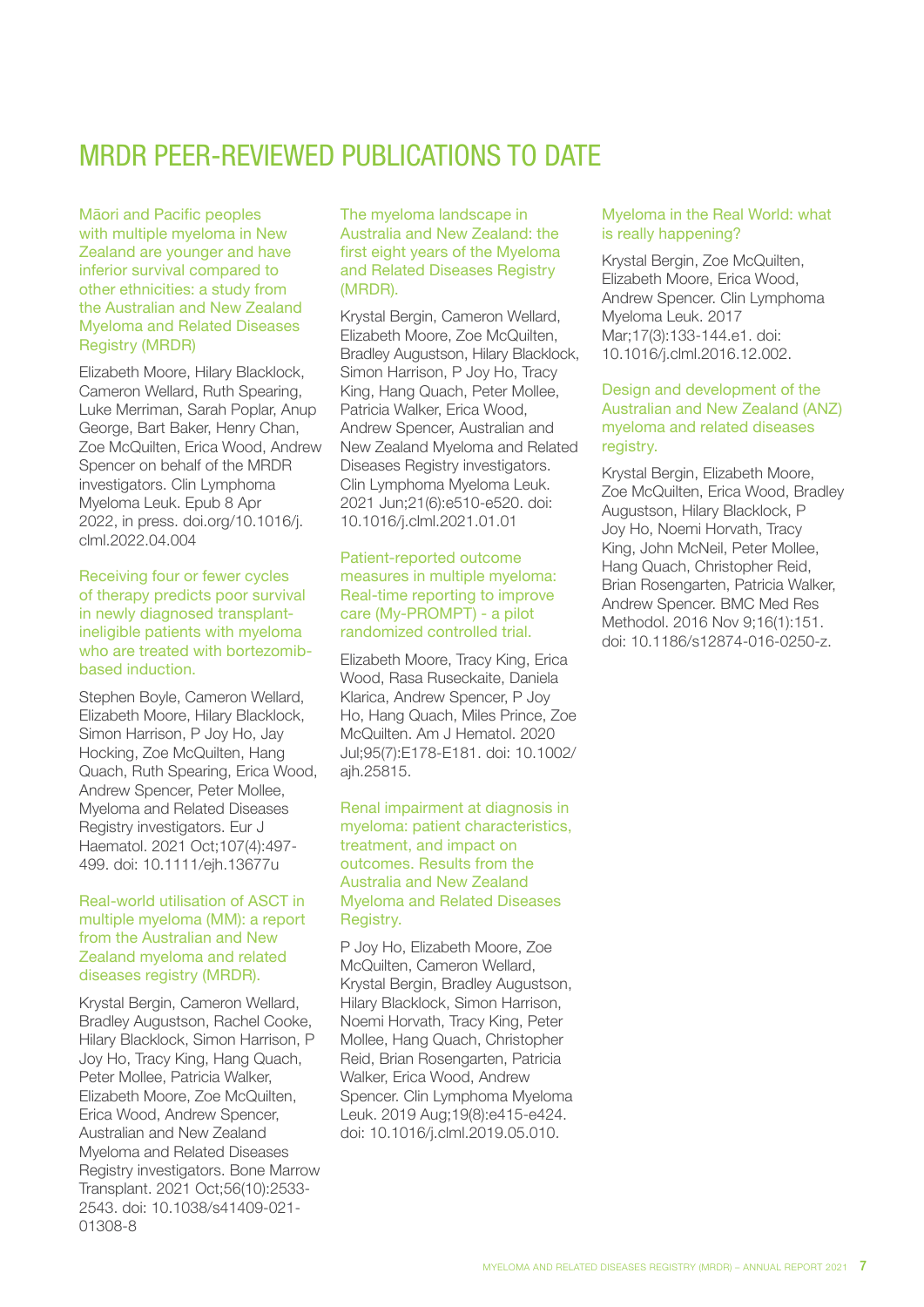# MRDR PEER-REVIEWED PUBLICATIONS TO DATE

### Māori and Pacific peoples with multiple myeloma in New Zealand are younger and have inferior survival compared to other ethnicities: a study from the Australian and New Zealand Myeloma and Related Diseases Registry (MRDR)

Elizabeth Moore, Hilary Blacklock, Cameron Wellard, Ruth Spearing, Luke Merriman, Sarah Poplar, Anup George, Bart Baker, Henry Chan, Zoe McQuilten, Erica Wood, Andrew Spencer on behalf of the MRDR investigators. Clin Lymphoma Myeloma Leuk. Epub 8 Apr 2022, in press. doi.org/10.1016/j.clml.2022.04.004

### Receiving four or fewer cycles of therapy predicts poor survival in newly diagnosed transplant-ineligible patients with myeloma who are treated with bortezomib-based induction.

Stephen Boyle, Cameron Wellard, Elizabeth Moore, Hilary Blacklock, Simon Harrison, P Joy Ho, Jay Hocking, Zoe McQuilten, Hang Quach, Ruth Spearing, Erica Wood, Andrew Spencer, Peter Mollee, Myeloma and Related Diseases Registry investigators. Eur J Haematol. 2021 Oct;107(4):497-499. doi: 10.1111/ejh.13677u

### Real-world utilisation of ASCT in multiple myeloma (MM): a report from the Australian and New Zealand myeloma and related diseases registry (MRDR).

Krystal Bergin, Cameron Wellard, Bradley Augustson, Rachel Cooke, Hilary Blacklock, Simon Harrison, P Joy Ho, Tracy King, Hang Quach, Peter Mollee, Patricia Walker, Elizabeth Moore, Zoe McQuilten, Erica Wood, Andrew Spencer, Australian and New Zealand Myeloma and Related Diseases Registry investigators. Bone Marrow Transplant. 2021 Oct;56(10):2533-2543. doi: 10.1038/s41409-021-01308-8

### The myeloma landscape in Australia and New Zealand: the first eight years of the Myeloma and Related Diseases Registry (MRDR).

Krystal Bergin, Cameron Wellard, Elizabeth Moore, Zoe McQuilten, Bradley Augustson, Hilary Blacklock, Simon Harrison, P Joy Ho, Tracy King, Hang Quach, Peter Mollee, Patricia Walker, Erica Wood, Andrew Spencer, Australian and New Zealand Myeloma and Related Diseases Registry investigators. Clin Lymphoma Myeloma Leuk. 2021 Jun;21(6):e510-e520. doi: 10.1016/j.clml.2021.01.01

### Patient-reported outcome measures in multiple myeloma: Real-time reporting to improve care (My-PROMPT) - a pilot randomized controlled trial.

Elizabeth Moore, Tracy King, Erica Wood, Rasa Ruseckaite, Daniela Klarica, Andrew Spencer, P Joy Ho, Hang Quach, Miles Prince, Zoe McQuilten. Am J Hematol. 2020 Jul;95(7):E178-E181. doi: 10.1002/ajh.25815.

### Renal impairment at diagnosis in myeloma: patient characteristics, treatment, and impact on outcomes. Results from the Australia and New Zealand Myeloma and Related Diseases Registry.

P Joy Ho, Elizabeth Moore, Zoe McQuilten, Cameron Wellard, Krystal Bergin, Bradley Augustson, Hilary Blacklock, Simon Harrison, Noemi Horvath, Tracy King, Peter Mollee, Hang Quach, Christopher Reid, Brian Rosengarten, Patricia Walker, Erica Wood, Andrew Spencer. Clin Lymphoma Myeloma Leuk. 2019 Aug;19(8):e415-e424. doi: 10.1016/j.clml.2019.05.010.

### Myeloma in the Real World: what is really happening?

Krystal Bergin, Zoe McQuilten, Elizabeth Moore, Erica Wood, Andrew Spencer. Clin Lymphoma Myeloma Leuk. 2017 Mar;17(3):133-144.e1. doi: 10.1016/j.clml.2016.12.002.

### Design and development of the Australian and New Zealand (ANZ) myeloma and related diseases registry.

Krystal Bergin, Elizabeth Moore, Zoe McQuilten, Erica Wood, Bradley Augustson, Hilary Blacklock, P Joy Ho, Noemi Horvath, Tracy King, John McNeil, Peter Mollee, Hang Quach, Christopher Reid, Brian Rosengarten, Patricia Walker, Andrew Spencer. BMC Med Res Methodol. 2016 Nov 9;16(1):151. doi: 10.1186/s12874-016-0250-z.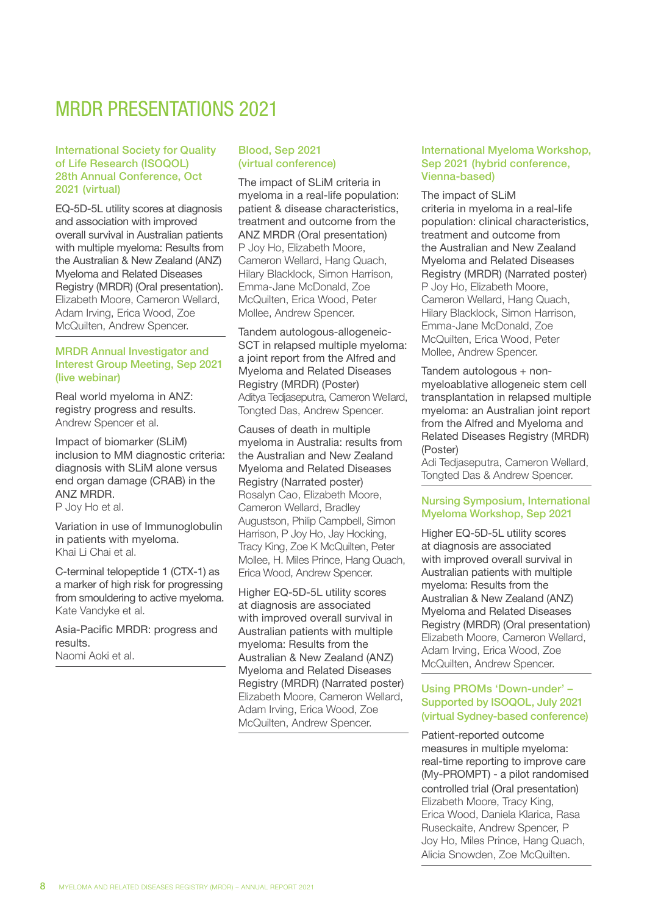# MRDR PRESENTATIONS 2021

### International Society for Quality of Life Research (ISOQOL) 28th Annual Conference, Oct 2021 (virtual)

EQ-5D-5L utility scores at diagnosis and association with improved overall survival in Australian patients with multiple myeloma: Results from the Australian & New Zealand (ANZ) Myeloma and Related Diseases Registry (MRDR) (Oral presentation).
Elizabeth Moore, Cameron Wellard, Adam Irving, Erica Wood, Zoe McQuilten, Andrew Spencer.

### MRDR Annual Investigator and Interest Group Meeting, Sep 2021 (live webinar)

Real world myeloma in ANZ: registry progress and results.
Andrew Spencer et al.

Impact of biomarker (SLiM) inclusion to MM diagnostic criteria: diagnosis with SLiM alone versus end organ damage (CRAB) in the ANZ MRDR.
P Joy Ho et al.

Variation in use of Immunoglobulin in patients with myeloma.
Khai Li Chai et al.

C-terminal telopeptide 1 (CTX-1) as a marker of high risk for progressing from smouldering to active myeloma.
Kate Vandyke et al.

Asia-Pacific MRDR: progress and results.
Naomi Aoki et al.

### Blood, Sep 2021 (virtual conference)

The impact of SLiM criteria in myeloma in a real-life population: patient & disease characteristics, treatment and outcome from the ANZ MRDR (Oral presentation)
P Joy Ho, Elizabeth Moore, Cameron Wellard, Hang Quach, Hilary Blacklock, Simon Harrison, Emma-Jane McDonald, Zoe McQuilten, Erica Wood, Peter Mollee, Andrew Spencer.

Tandem autologous-allogeneic-SCT in relapsed multiple myeloma: a joint report from the Alfred and Myeloma and Related Diseases Registry (MRDR) (Poster)
Aditya Tedjaseputra, Cameron Wellard, Tongted Das, Andrew Spencer.

Causes of death in multiple myeloma in Australia: results from the Australian and New Zealand Myeloma and Related Diseases Registry (Narrated poster)
Rosalyn Cao, Elizabeth Moore, Cameron Wellard, Bradley Augustson, Philip Campbell, Simon Harrison, P Joy Ho, Jay Hocking, Tracy King, Zoe K McQuilten, Peter Mollee, H. Miles Prince, Hang Quach, Erica Wood, Andrew Spencer.

Higher EQ-5D-5L utility scores at diagnosis are associated with improved overall survival in Australian patients with multiple myeloma: Results from the Australian & New Zealand (ANZ) Myeloma and Related Diseases Registry (MRDR) (Narrated poster)
Elizabeth Moore, Cameron Wellard, Adam Irving, Erica Wood, Zoe McQuilten, Andrew Spencer.

### International Myeloma Workshop, Sep 2021 (hybrid conference, Vienna-based)

The impact of SLiM criteria in myeloma in a real-life population: clinical characteristics, treatment and outcome from the Australian and New Zealand Myeloma and Related Diseases Registry (MRDR) (Narrated poster)
P Joy Ho, Elizabeth Moore, Cameron Wellard, Hang Quach, Hilary Blacklock, Simon Harrison, Emma-Jane McDonald, Zoe McQuilten, Erica Wood, Peter Mollee, Andrew Spencer.

Tandem autologous + non-myeloablative allogeneic stem cell transplantation in relapsed multiple myeloma: an Australian joint report from the Alfred and Myeloma and Related Diseases Registry (MRDR) (Poster)
Adi Tedjaseputra, Cameron Wellard, Tongted Das & Andrew Spencer.

### Nursing Symposium, International Myeloma Workshop, Sep 2021

Higher EQ-5D-5L utility scores at diagnosis are associated with improved overall survival in Australian patients with multiple myeloma: Results from the Australian & New Zealand (ANZ) Myeloma and Related Diseases Registry (MRDR) (Oral presentation)
Elizabeth Moore, Cameron Wellard, Adam Irving, Erica Wood, Zoe McQuilten, Andrew Spencer.

### Using PROMs 'Down-under' – Supported by ISOQOL, July 2021 (virtual Sydney-based conference)

Patient-reported outcome measures in multiple myeloma: real-time reporting to improve care (My-PROMPT) - a pilot randomised controlled trial (Oral presentation)
Elizabeth Moore, Tracy King, Erica Wood, Daniela Klarica, Rasa Ruseckaite, Andrew Spencer, P Joy Ho, Miles Prince, Hang Quach, Alicia Snowden, Zoe McQuilten.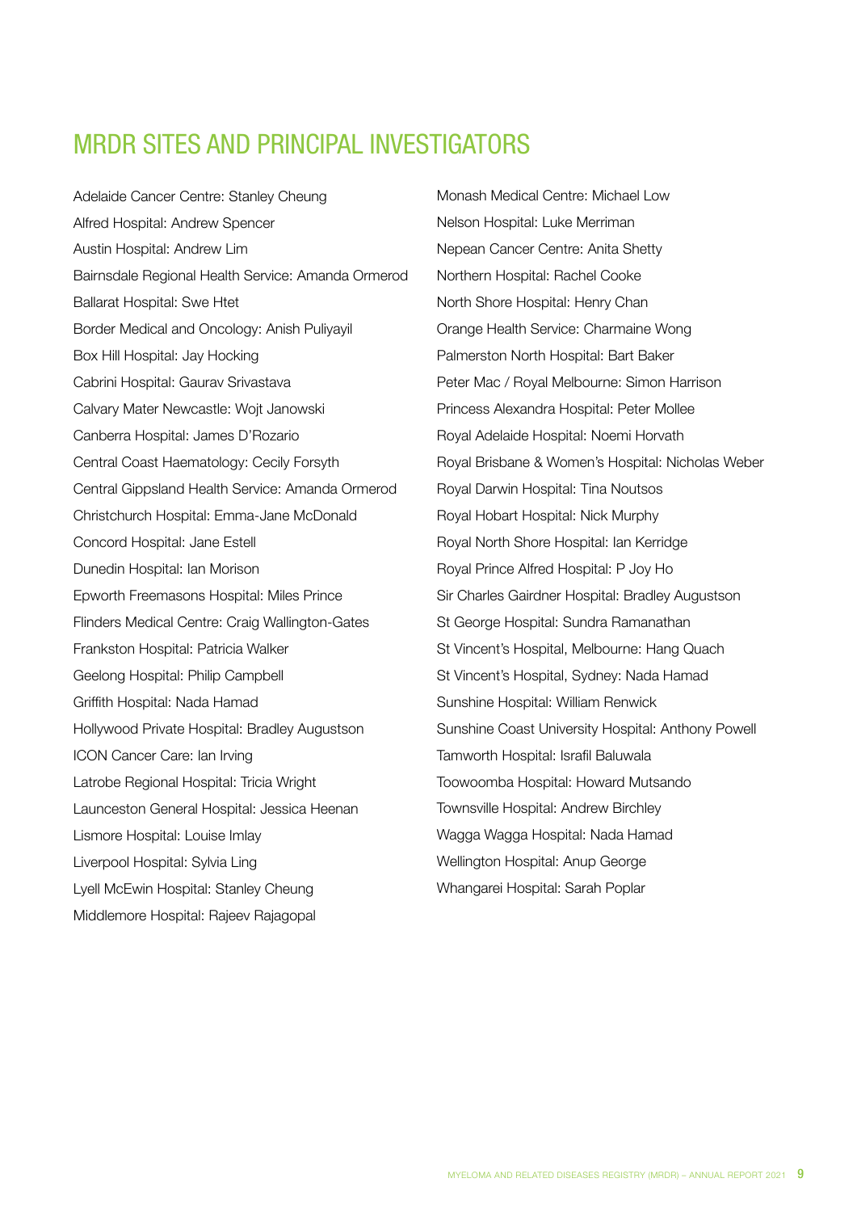# MRDR SITES AND PRINCIPAL INVESTIGATORS

Adelaide Cancer Centre: Stanley Cheung
Alfred Hospital: Andrew Spencer
Austin Hospital: Andrew Lim
Bairnsdale Regional Health Service: Amanda Ormerod
Ballarat Hospital: Swe Htet
Border Medical and Oncology: Anish Puliyayil
Box Hill Hospital: Jay Hocking
Cabrini Hospital: Gaurav Srivastava
Calvary Mater Newcastle: Wojt Janowski
Canberra Hospital: James D'Rozario
Central Coast Haematology: Cecily Forsyth
Central Gippsland Health Service: Amanda Ormerod
Christchurch Hospital: Emma-Jane McDonald
Concord Hospital: Jane Estell
Dunedin Hospital: Ian Morison
Epworth Freemasons Hospital: Miles Prince
Flinders Medical Centre: Craig Wallington-Gates
Frankston Hospital: Patricia Walker
Geelong Hospital: Philip Campbell
Griffith Hospital: Nada Hamad
Hollywood Private Hospital: Bradley Augustson
ICON Cancer Care: Ian Irving
Latrobe Regional Hospital: Tricia Wright
Launceston General Hospital: Jessica Heenan
Lismore Hospital: Louise Imlay
Liverpool Hospital: Sylvia Ling
Lyell McEwin Hospital: Stanley Cheung
Middlemore Hospital: Rajeev Rajagopal
Monash Medical Centre: Michael Low
Nelson Hospital: Luke Merriman
Nepean Cancer Centre: Anita Shetty
Northern Hospital: Rachel Cooke
North Shore Hospital: Henry Chan
Orange Health Service: Charmaine Wong
Palmerston North Hospital: Bart Baker
Peter Mac / Royal Melbourne: Simon Harrison
Princess Alexandra Hospital: Peter Mollee
Royal Adelaide Hospital: Noemi Horvath
Royal Brisbane & Women's Hospital: Nicholas Weber
Royal Darwin Hospital: Tina Noutsos
Royal Hobart Hospital: Nick Murphy
Royal North Shore Hospital: Ian Kerridge
Royal Prince Alfred Hospital: P Joy Ho
Sir Charles Gairdner Hospital: Bradley Augustson
St George Hospital: Sundra Ramanathan
St Vincent's Hospital, Melbourne: Hang Quach
St Vincent's Hospital, Sydney: Nada Hamad
Sunshine Hospital: William Renwick
Sunshine Coast University Hospital: Anthony Powell
Tamworth Hospital: Israfil Baluwala
Toowoomba Hospital: Howard Mutsando
Townsville Hospital: Andrew Birchley
Wagga Wagga Hospital: Nada Hamad
Wellington Hospital: Anup George
Whangarei Hospital: Sarah Poplar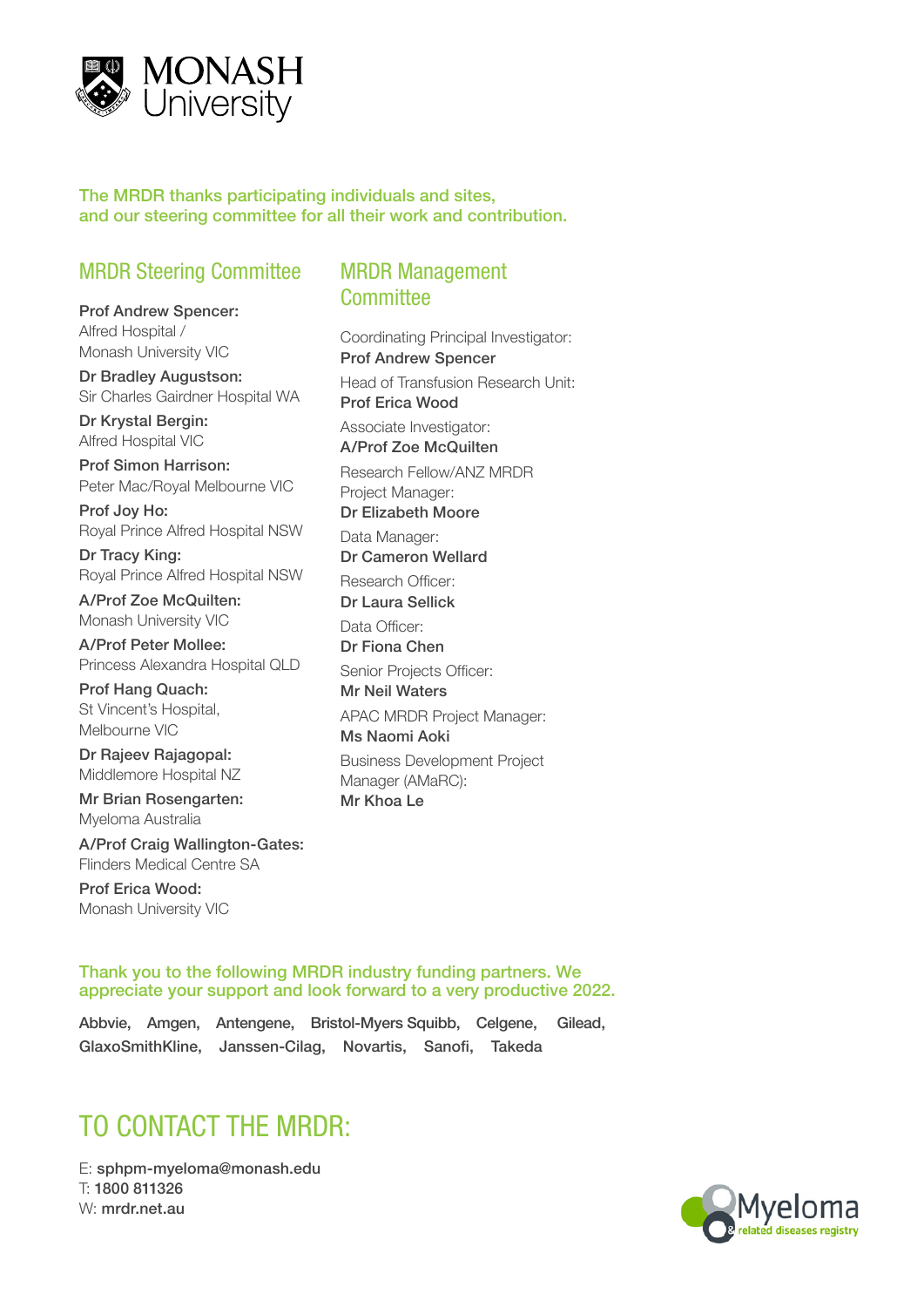The MRDR thanks participating individuals and sites, and our steering committee for all their work and contribution.

## MRDR Steering Committee

**Prof Andrew Spencer:** Alfred Hospital / Monash University VIC

**Dr Bradley Augustson:** Sir Charles Gairdner Hospital WA

**Dr Krystal Bergin:** Alfred Hospital VIC

**Prof Simon Harrison:** Peter Mac/Royal Melbourne VIC

**Prof Joy Ho:** Royal Prince Alfred Hospital NSW

**Dr Tracy King:** Royal Prince Alfred Hospital NSW

**A/Prof Zoe McQuilten:** Monash University VIC

**A/Prof Peter Mollee:** Princess Alexandra Hospital QLD

**Prof Hang Quach:** St Vincent's Hospital, Melbourne VIC

**Dr Rajeev Rajagopal:** Middlemore Hospital NZ

**Mr Brian Rosengarten:** Myeloma Australia

**A/Prof Craig Wallington-Gates:** Flinders Medical Centre SA

**Prof Erica Wood:** Monash University VIC

## MRDR Management Committee

Coordinating Principal Investigator: **Prof Andrew Spencer**

Head of Transfusion Research Unit: **Prof Erica Wood**

Associate Investigator: **A/Prof Zoe McQuilten**

Research Fellow/ANZ MRDR Project Manager: **Dr Elizabeth Moore**

Data Manager: **Dr Cameron Wellard**

Research Officer: **Dr Laura Sellick**

Data Officer: **Dr Fiona Chen**

Senior Projects Officer: **Mr Neil Waters**

APAC MRDR Project Manager: **Ms Naomi Aoki**

Business Development Project Manager (AMaRC): **Mr Khoa Le**

Thank you to the following MRDR industry funding partners. We appreciate your support and look forward to a very productive 2022.

Abbvie, Amgen, Antengene, Bristol-Myers Squibb, Celgene, Gilead, GlaxoSmithKline, Janssen-Cilag, Novartis, Sanofi, Takeda

# TO CONTACT THE MRDR:

E: **sphpm-myeloma@monash.edu**
T: **1800 811326**
W: **mrdr.net.au**